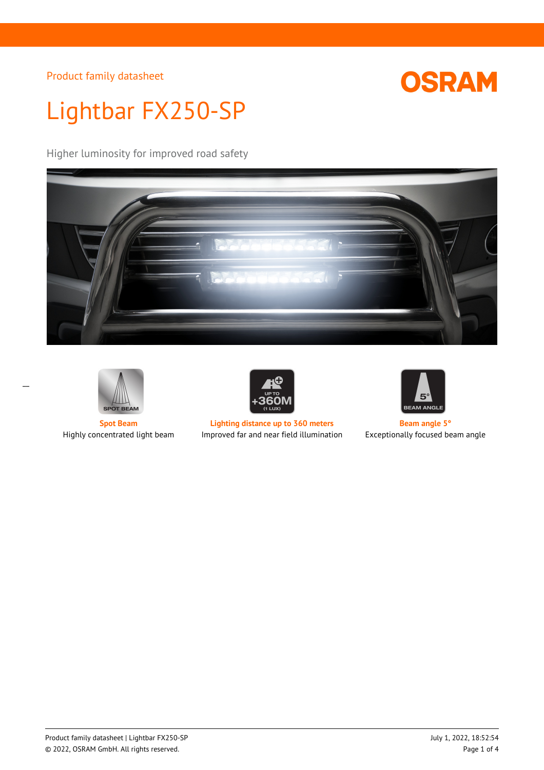Product family datasheet

# Lightbar FX250-SP

Higher luminosity for improved road safety

**Spot Beam**
Highly concentrated light beam

**Lighting distance up to 360 meters**
Improved far and near field illumination

**Beam angle 5°**
Exceptionally focused beam angle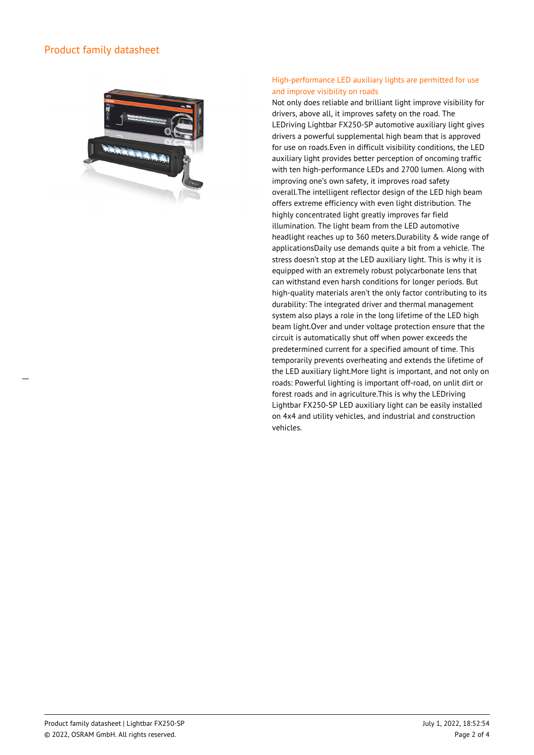Product family datasheet

## High-performance LED auxiliary lights are permitted for use and improve visibility on roads

Not only does reliable and brilliant light improve visibility for drivers, above all, it improves safety on the road. The LEDriving Lightbar FX250-SP automotive auxiliary light gives drivers a powerful supplemental high beam that is approved for use on roads.Even in difficult visibility conditions, the LED auxiliary light provides better perception of oncoming traffic with ten high-performance LEDs and 2700 lumen. Along with improving one's own safety, it improves road safety overall.The intelligent reflector design of the LED high beam offers extreme efficiency with even light distribution. The highly concentrated light greatly improves far field illumination. The light beam from the LED automotive headlight reaches up to 360 meters.Durability & wide range of applicationsDaily use demands quite a bit from a vehicle. The stress doesn't stop at the LED auxiliary light. This is why it is equipped with an extremely robust polycarbonate lens that can withstand even harsh conditions for longer periods. But high-quality materials aren't the only factor contributing to its durability: The integrated driver and thermal management system also plays a role in the long lifetime of the LED high beam light.Over and under voltage protection ensure that the circuit is automatically shut off when power exceeds the predetermined current for a specified amount of time. This temporarily prevents overheating and extends the lifetime of the LED auxiliary light.More light is important, and not only on roads: Powerful lighting is important off-road, on unlit dirt or forest roads and in agriculture.This is why the LEDriving Lightbar FX250-SP LED auxiliary light can be easily installed on 4x4 and utility vehicles, and industrial and construction vehicles.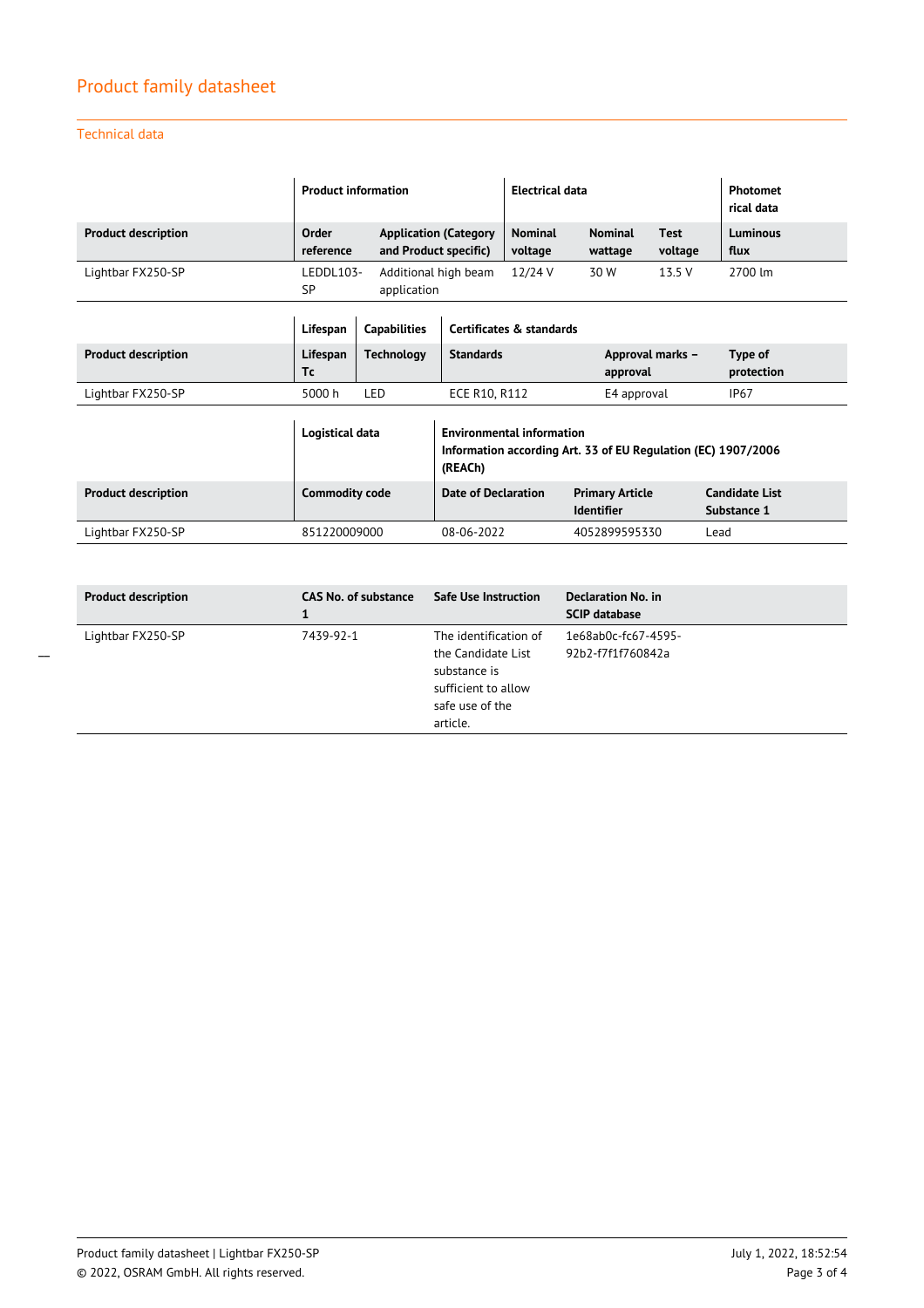## Product family datasheet

### Technical data

| | Product information | | Electrical data | | | Photometrical data |
|---|---|---|---|---|---|---|
| **Product description** | **Order reference** | **Application (Category and Product specific)** | **Nominal voltage** | **Nominal wattage** | **Test voltage** | **Luminous flux** |
| Lightbar FX250-SP | LEDDL103-SP | Additional high beam application | 12/24 V | 30 W | 13.5 V | 2700 lm |

| | Lifespan | Capabilities | Certificates & standards | | |
|---|---|---|---|---|---|
| **Product description** | **Lifespan Tc** | **Technology** | **Standards** | **Approval marks – approval** | **Type of protection** |
| Lightbar FX250-SP | 5000 h | LED | ECE R10, R112 | E4 approval | IP67 |

| | Logistical data | Environmental information Information according Art. 33 of EU Regulation (EC) 1907/2006 (REACh) | | |
|---|---|---|---|---|
| **Product description** | **Commodity code** | **Date of Declaration** | **Primary Article Identifier** | **Candidate List Substance 1** |
| Lightbar FX250-SP | 851220009000 | 08-06-2022 | 4052899595330 | Lead |

| Product description | CAS No. of substance 1 | Safe Use Instruction | Declaration No. in SCIP database |
|---|---|---|---|
| Lightbar FX250-SP | 7439-92-1 | The identification of the Candidate List substance is sufficient to allow safe use of the article. | 1e68ab0c-fc67-4595-92b2-f7f1f760842a |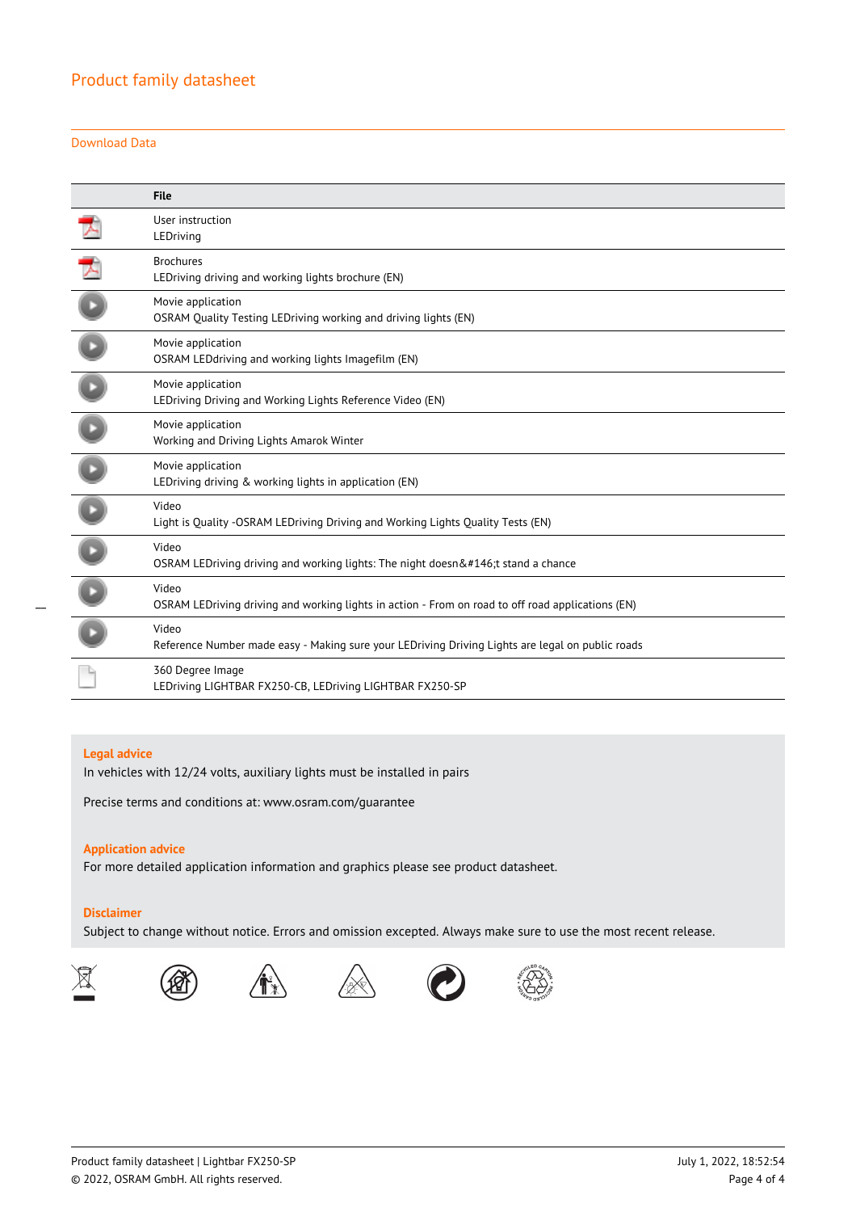## Download Data

| | File |
|---|---|
| | User instruction<br>LEDriving |
| | Brochures<br>LEDriving driving and working lights brochure (EN) |
| | Movie application<br>OSRAM Quality Testing LEDriving working and driving lights (EN) |
| | Movie application<br>OSRAM LEDdriving and working lights Imagefilm (EN) |
| | Movie application<br>LEDriving Driving and Working Lights Reference Video (EN) |
| | Movie application<br>Working and Driving Lights Amarok Winter |
| | Movie application<br>LEDriving driving & working lights in application (EN) |
| | Video<br>Light is Quality -OSRAM LEDriving Driving and Working Lights Quality Tests (EN) |
| | Video<br>OSRAM LEDriving driving and working lights: The night doesn&#146;t stand a chance |
| | Video<br>OSRAM LEDriving driving and working lights in action - From on road to off road applications (EN) |
| | Video<br>Reference Number made easy - Making sure your LEDriving Driving Lights are legal on public roads |
| | 360 Degree Image<br>LEDriving LIGHTBAR FX250-CB, LEDriving LIGHTBAR FX250-SP |

**Legal advice**

In vehicles with 12/24 volts, auxiliary lights must be installed in pairs

Precise terms and conditions at: www.osram.com/guarantee

**Application advice**

For more detailed application information and graphics please see product datasheet.

**Disclaimer**

Subject to change without notice. Errors and omission excepted. Always make sure to use the most recent release.